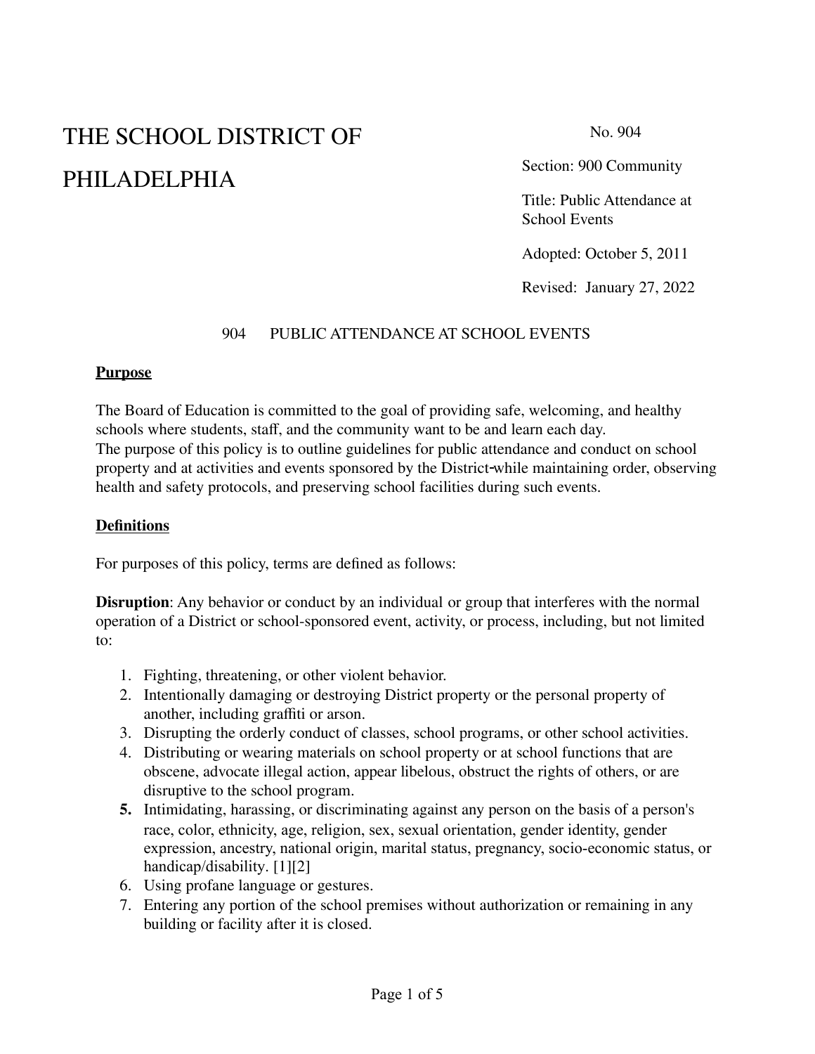# THE SCHOOL DISTRICT OF PHILADELPHIA

No. 904

Section: 900 Community

Title: Public Attendance at School Events

Adopted: October 5, 2011

Revised: January 27, 2022

## 904 PUBLIC ATTENDANCE AT SCHOOL EVENTS

### Purpose

The Board of Education is committed to the goal of providing safe, welcoming, and healthy schools where students, staff, and the community want to be and learn each day.
The purpose of this policy is to outline guidelines for public attendance and conduct on school property and at activities and events sponsored by the District while maintaining order, observing health and safety protocols, and preserving school facilities during such events.

### Definitions

For purposes of this policy, terms are defined as follows:

**Disruption**: Any behavior or conduct by an individual or group that interferes with the normal operation of a District or school-sponsored event, activity, or process, including, but not limited to:

1. Fighting, threatening, or other violent behavior.
2. Intentionally damaging or destroying District property or the personal property of another, including graffiti or arson.
3. Disrupting the orderly conduct of classes, school programs, or other school activities.
4. Distributing or wearing materials on school property or at school functions that are obscene, advocate illegal action, appear libelous, obstruct the rights of others, or are disruptive to the school program.
5. Intimidating, harassing, or discriminating against any person on the basis of a person's race, color, ethnicity, age, religion, sex, sexual orientation, gender identity, gender expression, ancestry, national origin, marital status, pregnancy, socio-economic status, or handicap/disability. [1][2]
6. Using profane language or gestures.
7. Entering any portion of the school premises without authorization or remaining in any building or facility after it is closed.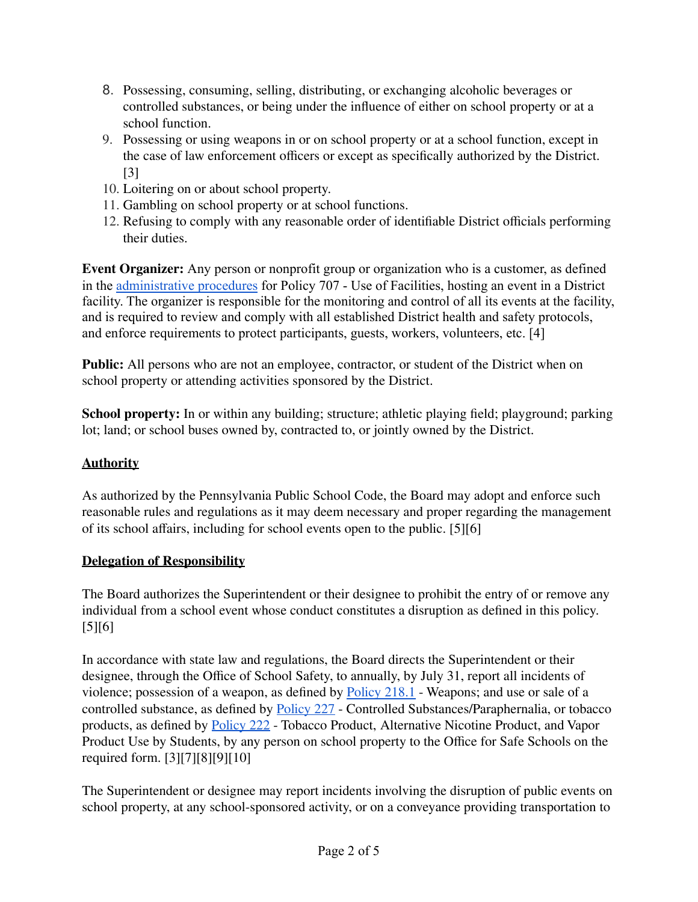8. Possessing, consuming, selling, distributing, or exchanging alcoholic beverages or controlled substances, or being under the influence of either on school property or at a school function.
9. Possessing or using weapons in or on school property or at a school function, except in the case of law enforcement officers or except as specifically authorized by the District. [3]
10. Loitering on or about school property.
11. Gambling on school property or at school functions.
12. Refusing to comply with any reasonable order of identifiable District officials performing their duties.

**Event Organizer:** Any person or nonprofit group or organization who is a customer, as defined in the administrative procedures for Policy 707 - Use of Facilities, hosting an event in a District facility. The organizer is responsible for the monitoring and control of all its events at the facility, and is required to review and comply with all established District health and safety protocols, and enforce requirements to protect participants, guests, workers, volunteers, etc. [4]

**Public:** All persons who are not an employee, contractor, or student of the District when on school property or attending activities sponsored by the District.

**School property:** In or within any building; structure; athletic playing field; playground; parking lot; land; or school buses owned by, contracted to, or jointly owned by the District.

## Authority

As authorized by the Pennsylvania Public School Code, the Board may adopt and enforce such reasonable rules and regulations as it may deem necessary and proper regarding the management of its school affairs, including for school events open to the public. [5][6]

## Delegation of Responsibility

The Board authorizes the Superintendent or their designee to prohibit the entry of or remove any individual from a school event whose conduct constitutes a disruption as defined in this policy. [5][6]

In accordance with state law and regulations, the Board directs the Superintendent or their designee, through the Office of School Safety, to annually, by July 31, report all incidents of violence; possession of a weapon, as defined by Policy 218.1 - Weapons; and use or sale of a controlled substance, as defined by Policy 227 - Controlled Substances/Paraphernalia, or tobacco products, as defined by Policy 222 - Tobacco Product, Alternative Nicotine Product, and Vapor Product Use by Students, by any person on school property to the Office for Safe Schools on the required form. [3][7][8][9][10]

The Superintendent or designee may report incidents involving the disruption of public events on school property, at any school-sponsored activity, or on a conveyance providing transportation to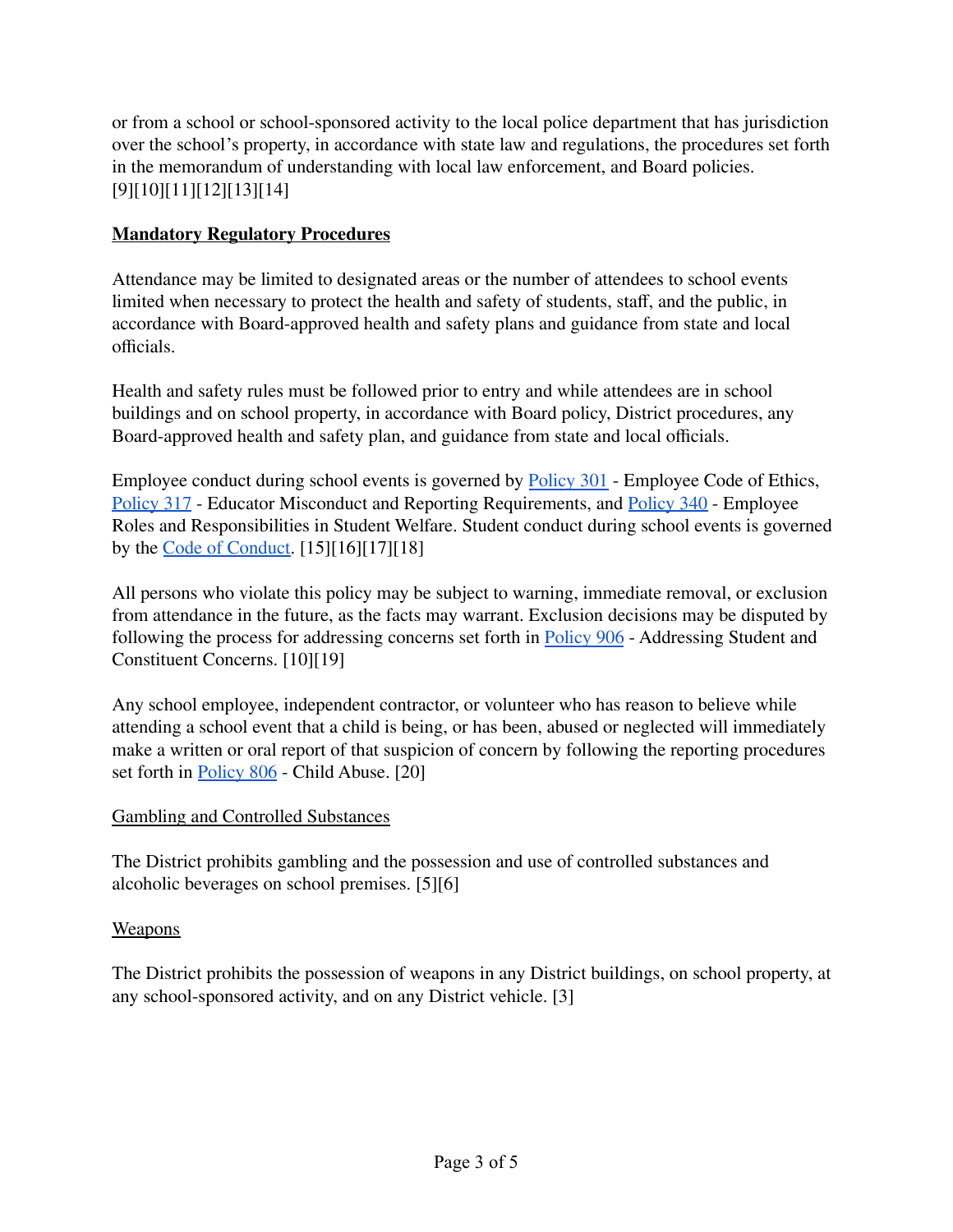or from a school or school-sponsored activity to the local police department that has jurisdiction over the school's property, in accordance with state law and regulations, the procedures set forth in the memorandum of understanding with local law enforcement, and Board policies. [9][10][11][12][13][14]

## Mandatory Regulatory Procedures

Attendance may be limited to designated areas or the number of attendees to school events limited when necessary to protect the health and safety of students, staff, and the public, in accordance with Board-approved health and safety plans and guidance from state and local officials.

Health and safety rules must be followed prior to entry and while attendees are in school buildings and on school property, in accordance with Board policy, District procedures, any Board-approved health and safety plan, and guidance from state and local officials.

Employee conduct during school events is governed by Policy 301 - Employee Code of Ethics, Policy 317 - Educator Misconduct and Reporting Requirements, and Policy 340 - Employee Roles and Responsibilities in Student Welfare. Student conduct during school events is governed by the Code of Conduct. [15][16][17][18]

All persons who violate this policy may be subject to warning, immediate removal, or exclusion from attendance in the future, as the facts may warrant. Exclusion decisions may be disputed by following the process for addressing concerns set forth in Policy 906 - Addressing Student and Constituent Concerns. [10][19]

Any school employee, independent contractor, or volunteer who has reason to believe while attending a school event that a child is being, or has been, abused or neglected will immediately make a written or oral report of that suspicion of concern by following the reporting procedures set forth in Policy 806 - Child Abuse. [20]

### Gambling and Controlled Substances

The District prohibits gambling and the possession and use of controlled substances and alcoholic beverages on school premises. [5][6]

### Weapons

The District prohibits the possession of weapons in any District buildings, on school property, at any school-sponsored activity, and on any District vehicle. [3]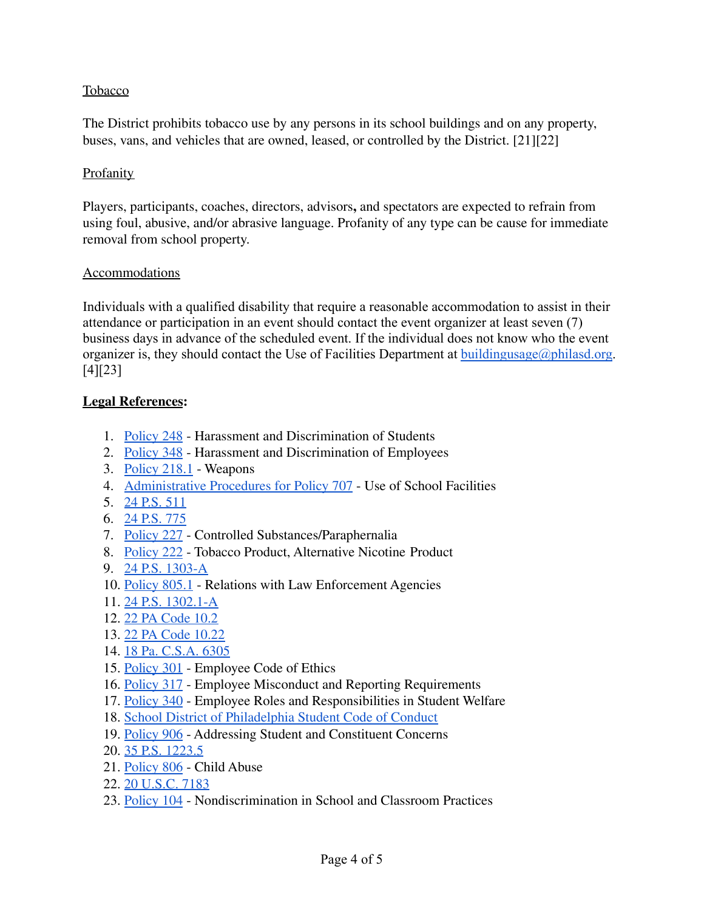Tobacco

The District prohibits tobacco use by any persons in its school buildings and on any property, buses, vans, and vehicles that are owned, leased, or controlled by the District. [21][22]

Profanity

Players, participants, coaches, directors, advisors, and spectators are expected to refrain from using foul, abusive, and/or abrasive language. Profanity of any type can be cause for immediate removal from school property.

Accommodations

Individuals with a qualified disability that require a reasonable accommodation to assist in their attendance or participation in an event should contact the event organizer at least seven (7) business days in advance of the scheduled event. If the individual does not know who the event organizer is, they should contact the Use of Facilities Department at buildingusage@philasd.org. [4][23]

**Legal References:**

1. Policy 248 - Harassment and Discrimination of Students
2. Policy 348 - Harassment and Discrimination of Employees
3. Policy 218.1 - Weapons
4. Administrative Procedures for Policy 707 - Use of School Facilities
5. 24 P.S. 511
6. 24 P.S. 775
7. Policy 227 - Controlled Substances/Paraphernalia
8. Policy 222 - Tobacco Product, Alternative Nicotine Product
9. 24 P.S. 1303-A
10. Policy 805.1 - Relations with Law Enforcement Agencies
11. 24 P.S. 1302.1-A
12. 22 PA Code 10.2
13. 22 PA Code 10.22
14. 18 Pa. C.S.A. 6305
15. Policy 301 - Employee Code of Ethics
16. Policy 317 - Employee Misconduct and Reporting Requirements
17. Policy 340 - Employee Roles and Responsibilities in Student Welfare
18. School District of Philadelphia Student Code of Conduct
19. Policy 906 - Addressing Student and Constituent Concerns
20. 35 P.S. 1223.5
21. Policy 806 - Child Abuse
22. 20 U.S.C. 7183
23. Policy 104 - Nondiscrimination in School and Classroom Practices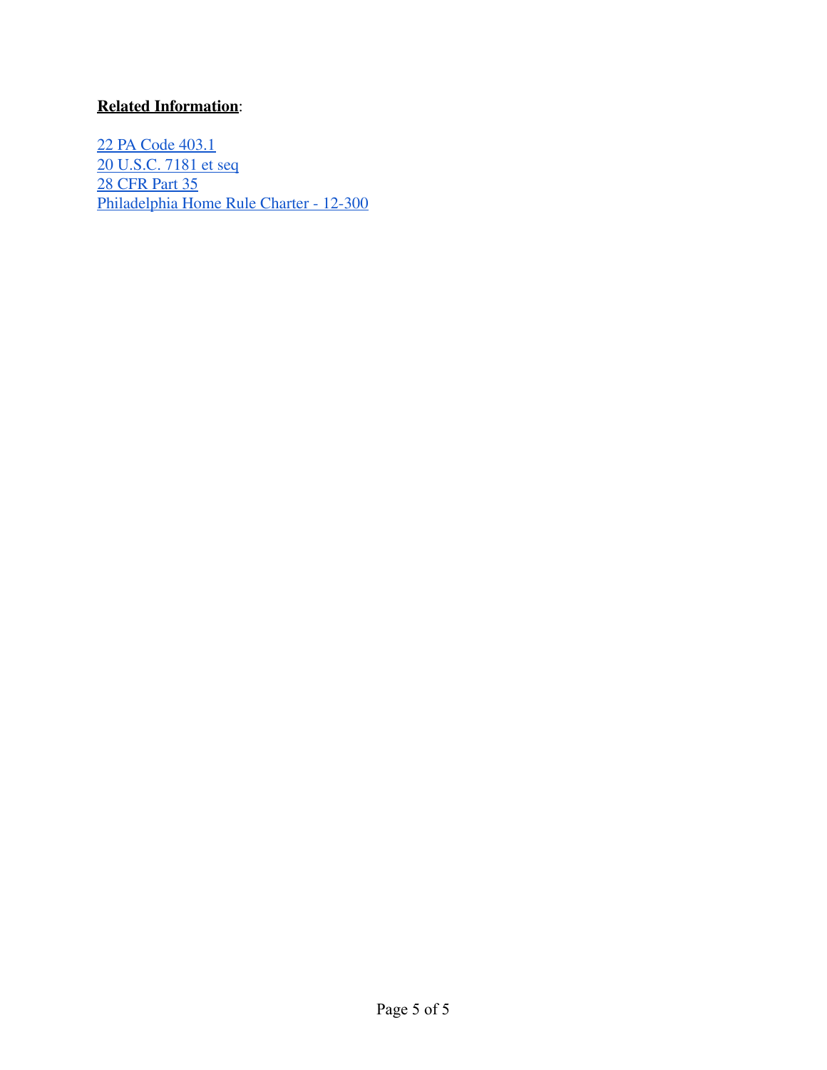**Related Information**:

22 PA Code 403.1
20 U.S.C. 7181 et seq
28 CFR Part 35
Philadelphia Home Rule Charter - 12-300